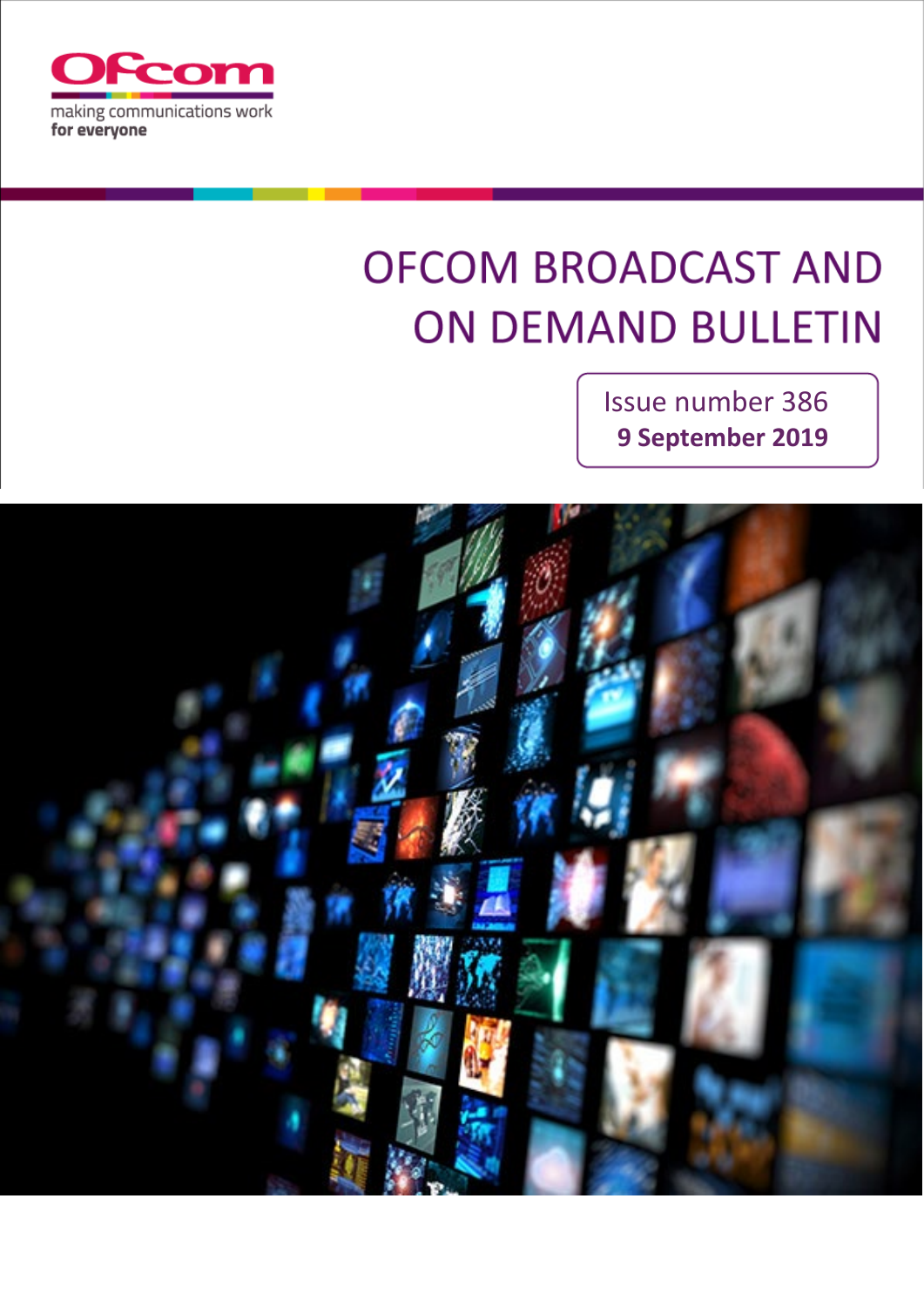Ofcom

making communications work
**for everyone**

# OFCOM BROADCAST AND ON DEMAND BULLETIN

Issue number 386

**9 September 2019**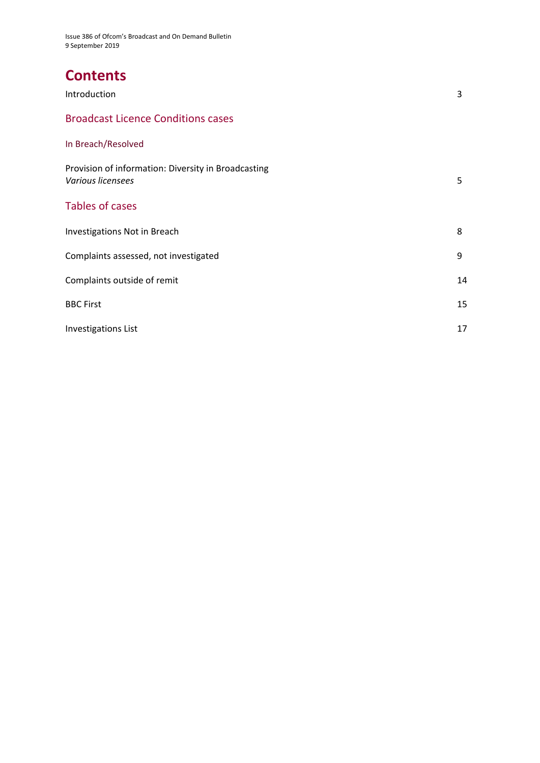# Contents

| | |
|---|---|
| Introduction | 3 |

## Broadcast Licence Conditions cases

### In Breach/Resolved

| | |
|---|---|
| Provision of information: Diversity in Broadcasting<br>*Various licensees* | 5 |

## Tables of cases

| | |
|---|---|
| Investigations Not in Breach | 8 |
| Complaints assessed, not investigated | 9 |
| Complaints outside of remit | 14 |
| BBC First | 15 |
| Investigations List | 17 |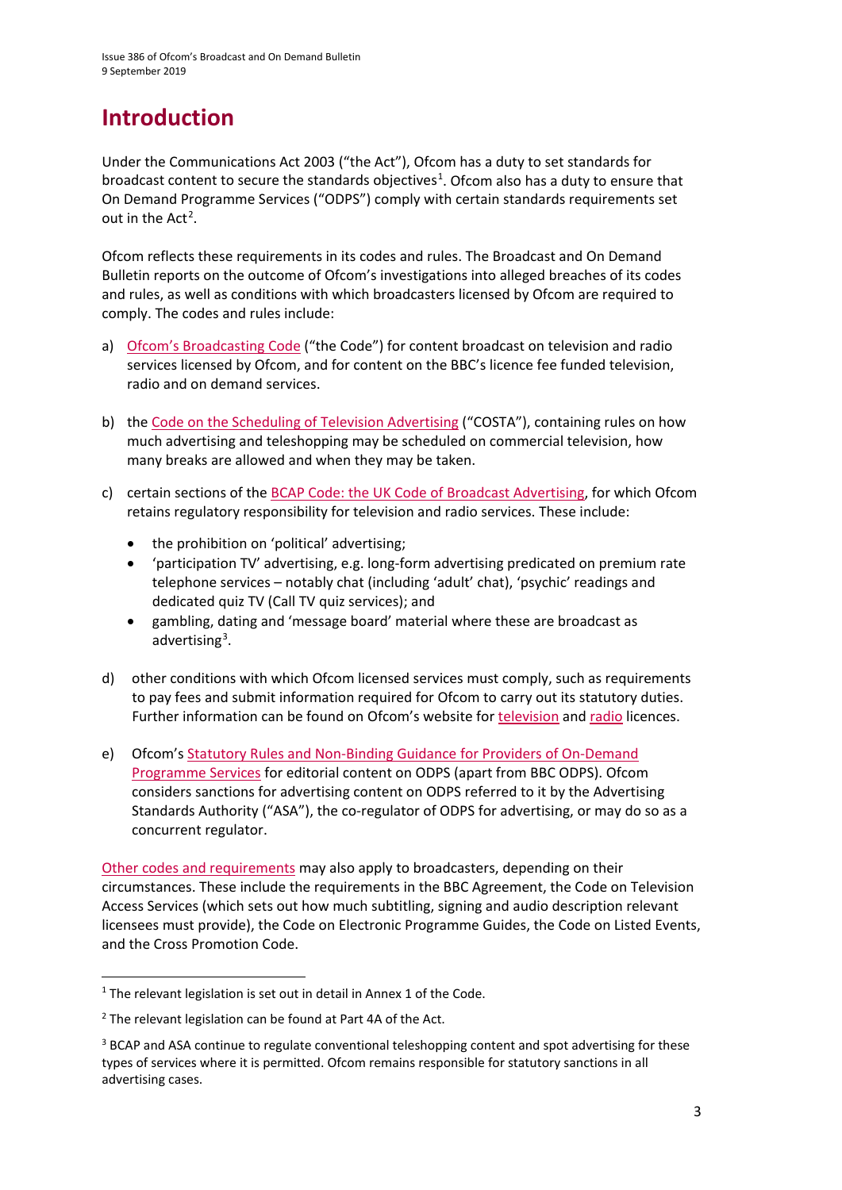# Introduction

Under the Communications Act 2003 ("the Act"), Ofcom has a duty to set standards for broadcast content to secure the standards objectives[1]. Ofcom also has a duty to ensure that On Demand Programme Services ("ODPS") comply with certain standards requirements set out in the Act[2].

Ofcom reflects these requirements in its codes and rules. The Broadcast and On Demand Bulletin reports on the outcome of Ofcom's investigations into alleged breaches of its codes and rules, as well as conditions with which broadcasters licensed by Ofcom are required to comply. The codes and rules include:

a) Ofcom's Broadcasting Code ("the Code") for content broadcast on television and radio services licensed by Ofcom, and for content on the BBC's licence fee funded television, radio and on demand services.

b) the Code on the Scheduling of Television Advertising ("COSTA"), containing rules on how much advertising and teleshopping may be scheduled on commercial television, how many breaks are allowed and when they may be taken.

c) certain sections of the BCAP Code: the UK Code of Broadcast Advertising, for which Ofcom retains regulatory responsibility for television and radio services. These include:
   - the prohibition on 'political' advertising;
   - 'participation TV' advertising, e.g. long-form advertising predicated on premium rate telephone services – notably chat (including 'adult' chat), 'psychic' readings and dedicated quiz TV (Call TV quiz services); and
   - gambling, dating and 'message board' material where these are broadcast as advertising[3].

d) other conditions with which Ofcom licensed services must comply, such as requirements to pay fees and submit information required for Ofcom to carry out its statutory duties. Further information can be found on Ofcom's website for television and radio licences.

e) Ofcom's Statutory Rules and Non-Binding Guidance for Providers of On-Demand Programme Services for editorial content on ODPS (apart from BBC ODPS). Ofcom considers sanctions for advertising content on ODPS referred to it by the Advertising Standards Authority ("ASA"), the co-regulator of ODPS for advertising, or may do so as a concurrent regulator.

Other codes and requirements may also apply to broadcasters, depending on their circumstances. These include the requirements in the BBC Agreement, the Code on Television Access Services (which sets out how much subtitling, signing and audio description relevant licensees must provide), the Code on Electronic Programme Guides, the Code on Listed Events, and the Cross Promotion Code.

---

[1] The relevant legislation is set out in detail in Annex 1 of the Code.

[2] The relevant legislation can be found at Part 4A of the Act.

[3] BCAP and ASA continue to regulate conventional teleshopping content and spot advertising for these types of services where it is permitted. Ofcom remains responsible for statutory sanctions in all advertising cases.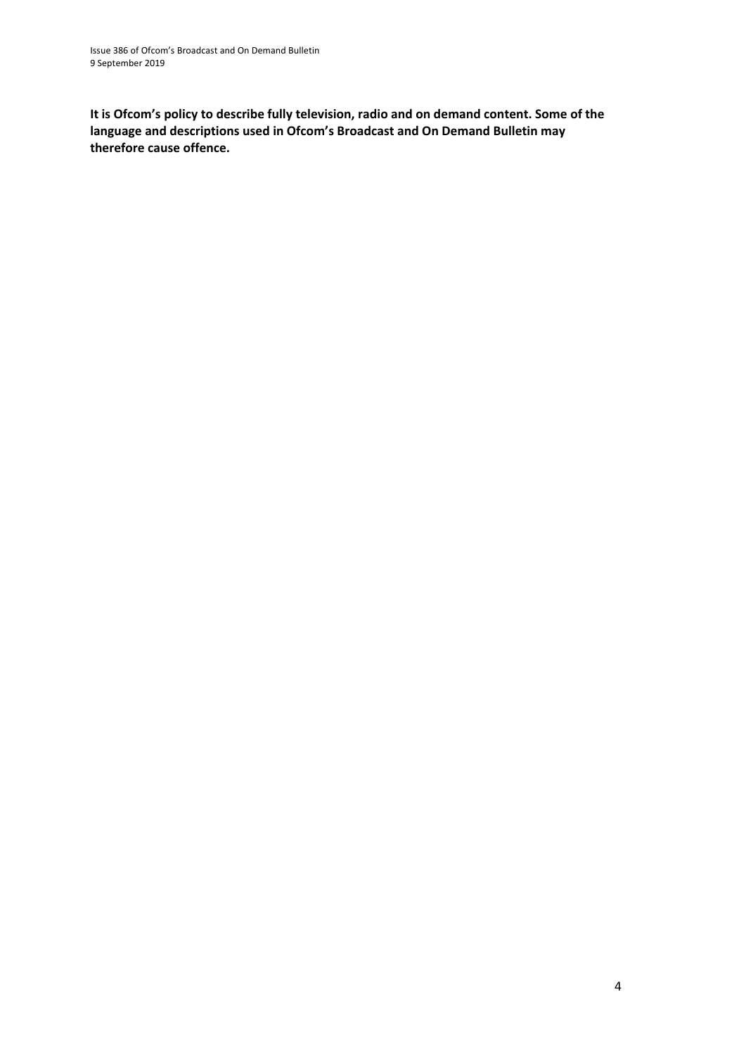**It is Ofcom's policy to describe fully television, radio and on demand content. Some of the language and descriptions used in Ofcom's Broadcast and On Demand Bulletin may therefore cause offence.**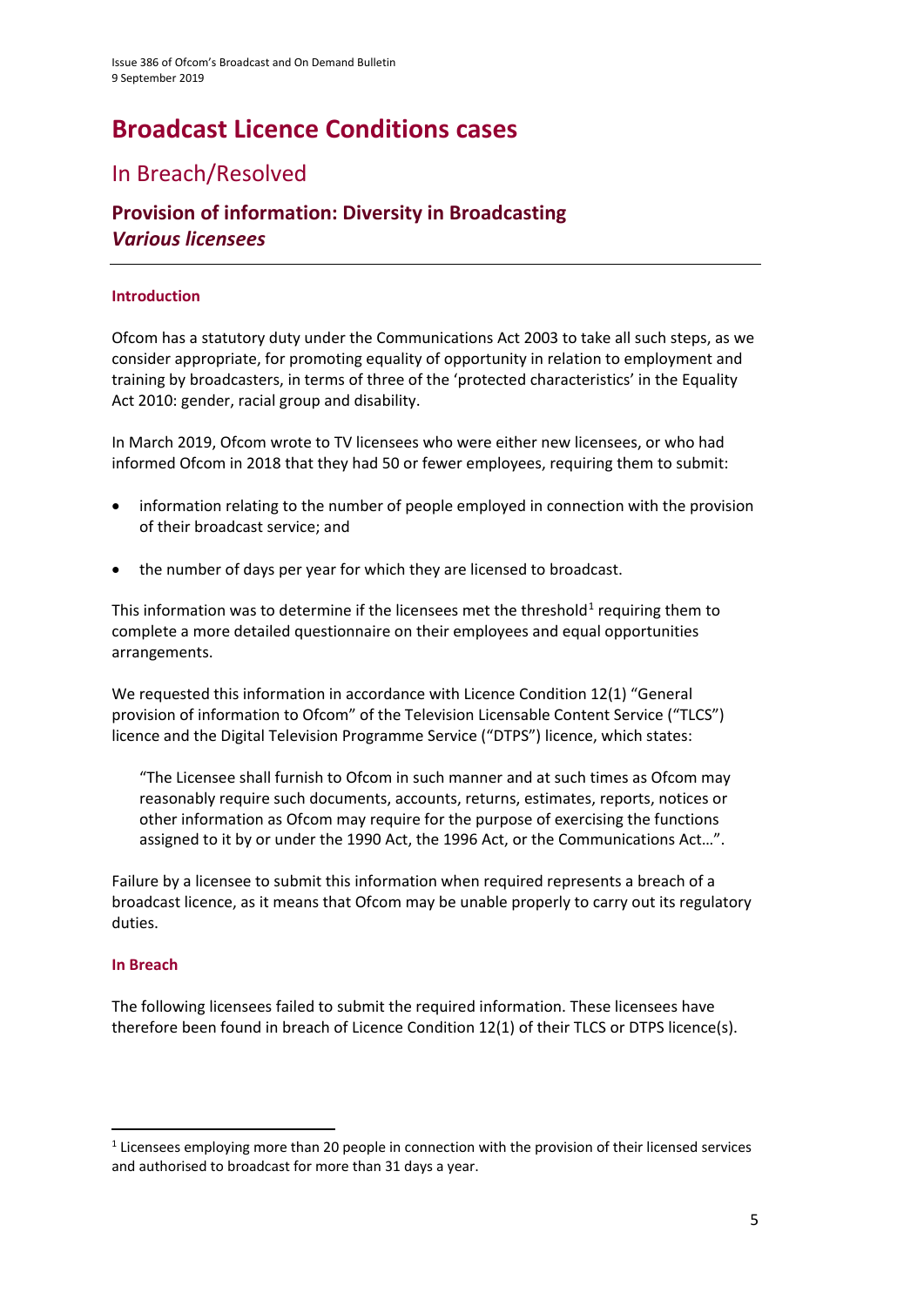# Broadcast Licence Conditions cases

## In Breach/Resolved

### Provision of information: Diversity in Broadcasting
### *Various licensees*

---

#### Introduction

Ofcom has a statutory duty under the Communications Act 2003 to take all such steps, as we consider appropriate, for promoting equality of opportunity in relation to employment and training by broadcasters, in terms of three of the 'protected characteristics' in the Equality Act 2010: gender, racial group and disability.

In March 2019, Ofcom wrote to TV licensees who were either new licensees, or who had informed Ofcom in 2018 that they had 50 or fewer employees, requiring them to submit:

- information relating to the number of people employed in connection with the provision of their broadcast service; and
- the number of days per year for which they are licensed to broadcast.

This information was to determine if the licensees met the threshold[1] requiring them to complete a more detailed questionnaire on their employees and equal opportunities arrangements.

We requested this information in accordance with Licence Condition 12(1) "General provision of information to Ofcom" of the Television Licensable Content Service ("TLCS") licence and the Digital Television Programme Service ("DTPS") licence, which states:

> "The Licensee shall furnish to Ofcom in such manner and at such times as Ofcom may reasonably require such documents, accounts, returns, estimates, reports, notices or other information as Ofcom may require for the purpose of exercising the functions assigned to it by or under the 1990 Act, the 1996 Act, or the Communications Act…".

Failure by a licensee to submit this information when required represents a breach of a broadcast licence, as it means that Ofcom may be unable properly to carry out its regulatory duties.

#### In Breach

The following licensees failed to submit the required information. These licensees have therefore been found in breach of Licence Condition 12(1) of their TLCS or DTPS licence(s).

---

[1] Licensees employing more than 20 people in connection with the provision of their licensed services and authorised to broadcast for more than 31 days a year.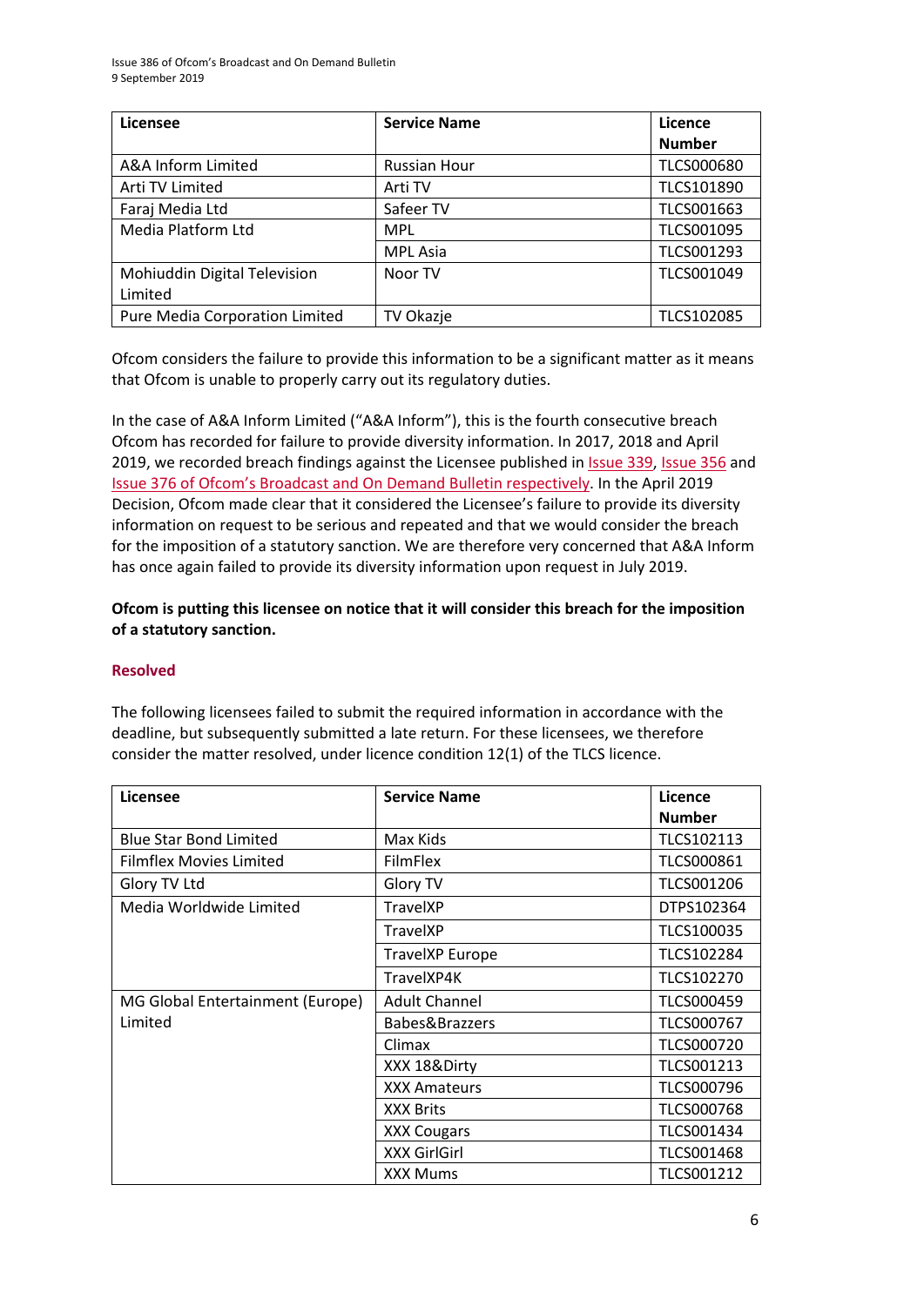| Licensee | Service Name | Licence Number |
|---|---|---|
| A&A Inform Limited | Russian Hour | TLCS000680 |
| Arti TV Limited | Arti TV | TLCS101890 |
| Faraj Media Ltd | Safeer TV | TLCS001663 |
| Media Platform Ltd | MPL | TLCS001095 |
| | MPL Asia | TLCS001293 |
| Mohiuddin Digital Television Limited | Noor TV | TLCS001049 |
| Pure Media Corporation Limited | TV Okazje | TLCS102085 |

Ofcom considers the failure to provide this information to be a significant matter as it means that Ofcom is unable to properly carry out its regulatory duties.

In the case of A&A Inform Limited ("A&A Inform"), this is the fourth consecutive breach Ofcom has recorded for failure to provide diversity information. In 2017, 2018 and April 2019, we recorded breach findings against the Licensee published in Issue 339, Issue 356 and Issue 376 of Ofcom's Broadcast and On Demand Bulletin respectively. In the April 2019 Decision, Ofcom made clear that it considered the Licensee's failure to provide its diversity information on request to be serious and repeated and that we would consider the breach for the imposition of a statutory sanction. We are therefore very concerned that A&A Inform has once again failed to provide its diversity information upon request in July 2019.

**Ofcom is putting this licensee on notice that it will consider this breach for the imposition of a statutory sanction.**

### Resolved

The following licensees failed to submit the required information in accordance with the deadline, but subsequently submitted a late return. For these licensees, we therefore consider the matter resolved, under licence condition 12(1) of the TLCS licence.

| Licensee | Service Name | Licence Number |
|---|---|---|
| Blue Star Bond Limited | Max Kids | TLCS102113 |
| Filmflex Movies Limited | FilmFlex | TLCS000861 |
| Glory TV Ltd | Glory TV | TLCS001206 |
| Media Worldwide Limited | TravelXP | DTPS102364 |
| | TravelXP | TLCS100035 |
| | TravelXP Europe | TLCS102284 |
| | TravelXP4K | TLCS102270 |
| MG Global Entertainment (Europe) Limited | Adult Channel | TLCS000459 |
| | Babes&Brazzers | TLCS000767 |
| | Climax | TLCS000720 |
| | XXX 18&Dirty | TLCS001213 |
| | XXX Amateurs | TLCS000796 |
| | XXX Brits | TLCS000768 |
| | XXX Cougars | TLCS001434 |
| | XXX GirlGirl | TLCS001468 |
| | XXX Mums | TLCS001212 |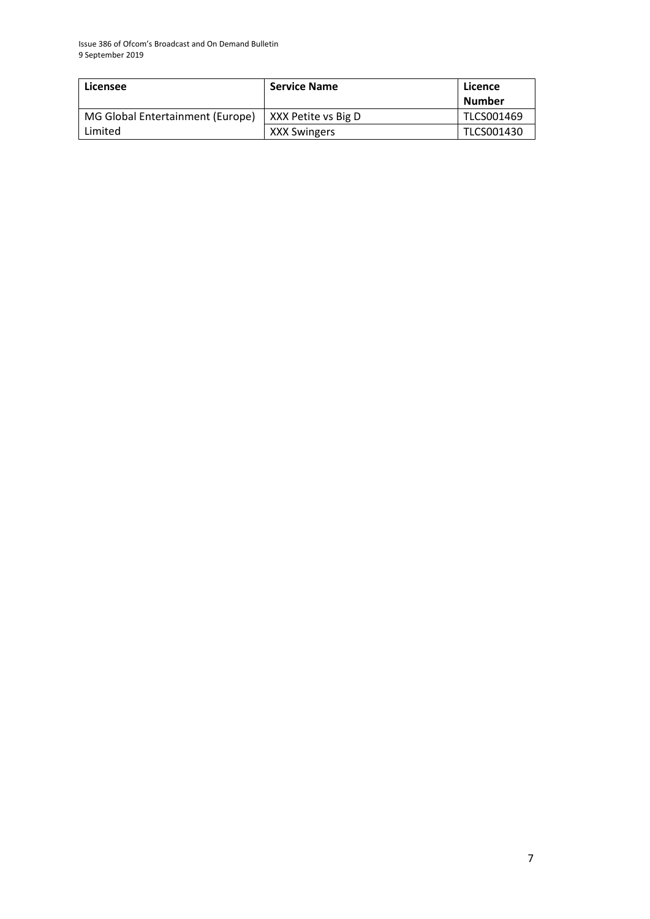| Licensee | Service Name | Licence Number |
| --- | --- | --- |
| MG Global Entertainment (Europe) Limited | XXX Petite vs Big D | TLCS001469 |
| | XXX Swingers | TLCS001430 |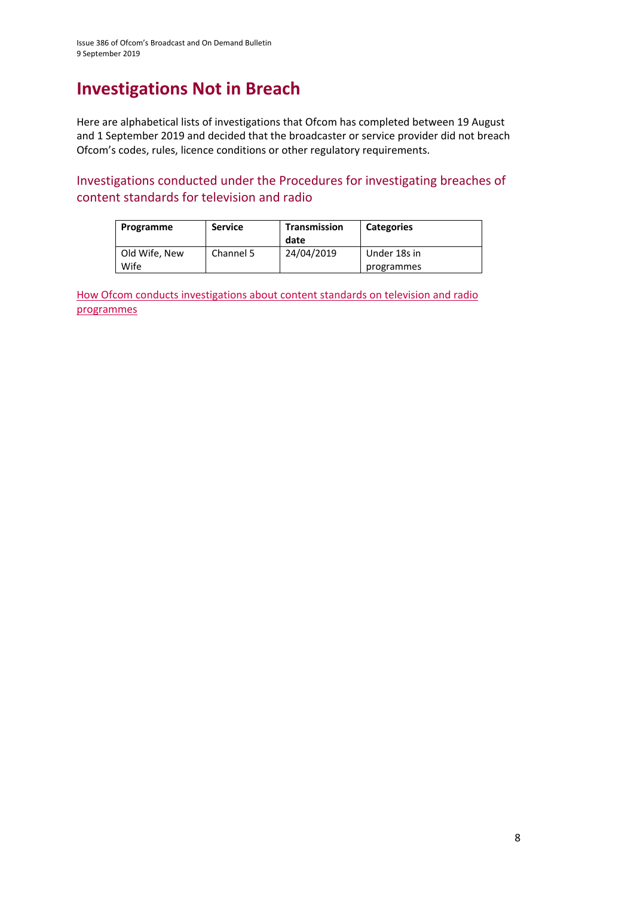# Investigations Not in Breach

Here are alphabetical lists of investigations that Ofcom has completed between 19 August and 1 September 2019 and decided that the broadcaster or service provider did not breach Ofcom's codes, rules, licence conditions or other regulatory requirements.

## Investigations conducted under the Procedures for investigating breaches of content standards for television and radio

| Programme | Service | Transmission date | Categories |
|---|---|---|---|
| Old Wife, New Wife | Channel 5 | 24/04/2019 | Under 18s in programmes |

How Ofcom conducts investigations about content standards on television and radio programmes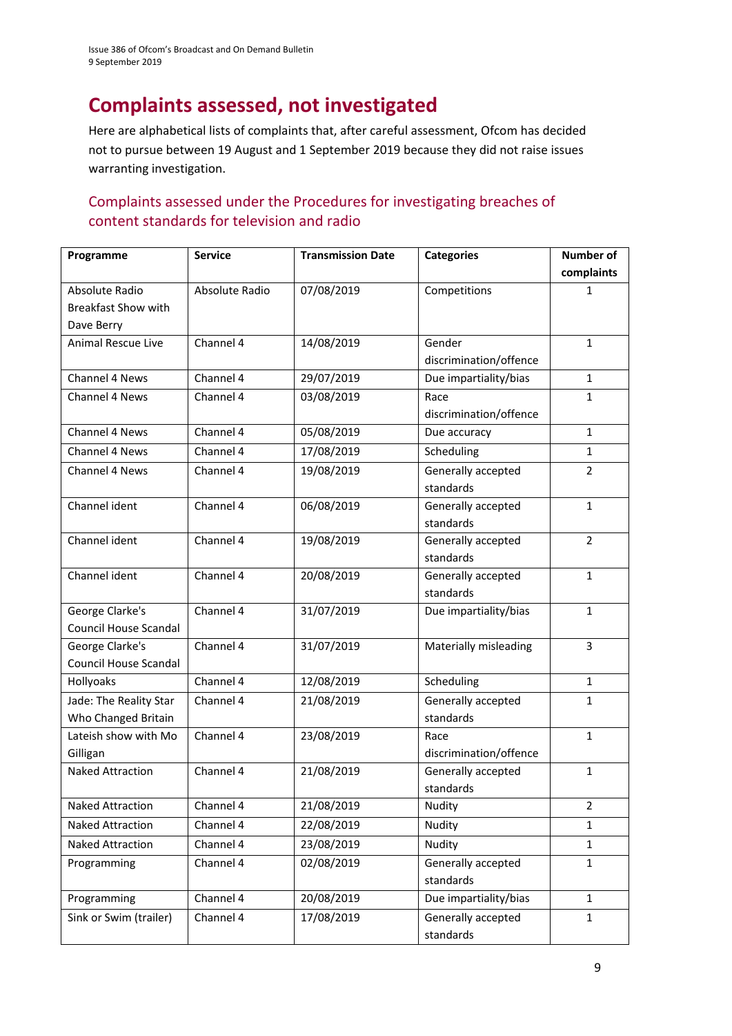# Complaints assessed, not investigated

Here are alphabetical lists of complaints that, after careful assessment, Ofcom has decided not to pursue between 19 August and 1 September 2019 because they did not raise issues warranting investigation.

## Complaints assessed under the Procedures for investigating breaches of content standards for television and radio

| Programme | Service | Transmission Date | Categories | Number of complaints |
|---|---|---|---|---|
| Absolute Radio Breakfast Show with Dave Berry | Absolute Radio | 07/08/2019 | Competitions | 1 |
| Animal Rescue Live | Channel 4 | 14/08/2019 | Gender discrimination/offence | 1 |
| Channel 4 News | Channel 4 | 29/07/2019 | Due impartiality/bias | 1 |
| Channel 4 News | Channel 4 | 03/08/2019 | Race discrimination/offence | 1 |
| Channel 4 News | Channel 4 | 05/08/2019 | Due accuracy | 1 |
| Channel 4 News | Channel 4 | 17/08/2019 | Scheduling | 1 |
| Channel 4 News | Channel 4 | 19/08/2019 | Generally accepted standards | 2 |
| Channel ident | Channel 4 | 06/08/2019 | Generally accepted standards | 1 |
| Channel ident | Channel 4 | 19/08/2019 | Generally accepted standards | 2 |
| Channel ident | Channel 4 | 20/08/2019 | Generally accepted standards | 1 |
| George Clarke's Council House Scandal | Channel 4 | 31/07/2019 | Due impartiality/bias | 1 |
| George Clarke's Council House Scandal | Channel 4 | 31/07/2019 | Materially misleading | 3 |
| Hollyoaks | Channel 4 | 12/08/2019 | Scheduling | 1 |
| Jade: The Reality Star Who Changed Britain | Channel 4 | 21/08/2019 | Generally accepted standards | 1 |
| Lateish show with Mo Gilligan | Channel 4 | 23/08/2019 | Race discrimination/offence | 1 |
| Naked Attraction | Channel 4 | 21/08/2019 | Generally accepted standards | 1 |
| Naked Attraction | Channel 4 | 21/08/2019 | Nudity | 2 |
| Naked Attraction | Channel 4 | 22/08/2019 | Nudity | 1 |
| Naked Attraction | Channel 4 | 23/08/2019 | Nudity | 1 |
| Programming | Channel 4 | 02/08/2019 | Generally accepted standards | 1 |
| Programming | Channel 4 | 20/08/2019 | Due impartiality/bias | 1 |
| Sink or Swim (trailer) | Channel 4 | 17/08/2019 | Generally accepted standards | 1 |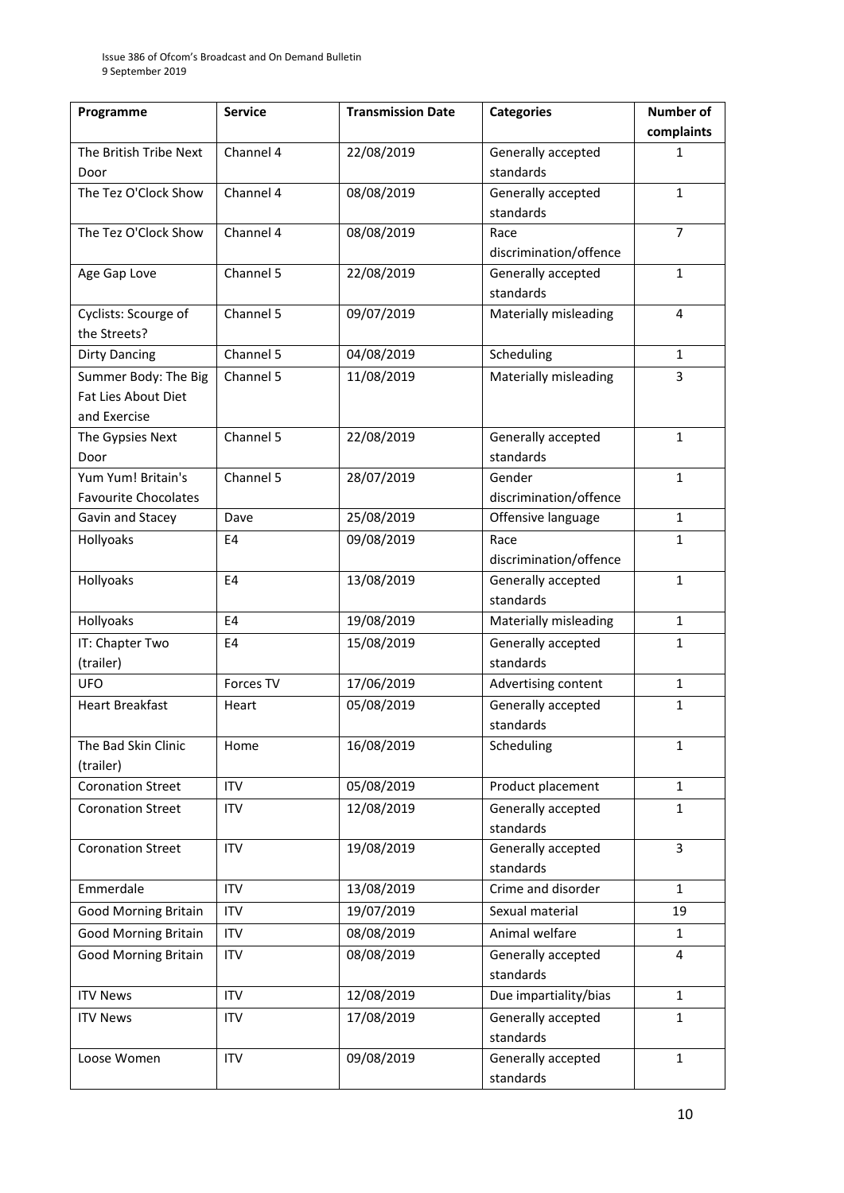| Programme | Service | Transmission Date | Categories | Number of complaints |
| --- | --- | --- | --- | --- |
| The British Tribe Next Door | Channel 4 | 22/08/2019 | Generally accepted standards | 1 |
| The Tez O'Clock Show | Channel 4 | 08/08/2019 | Generally accepted standards | 1 |
| The Tez O'Clock Show | Channel 4 | 08/08/2019 | Race discrimination/offence | 7 |
| Age Gap Love | Channel 5 | 22/08/2019 | Generally accepted standards | 1 |
| Cyclists: Scourge of the Streets? | Channel 5 | 09/07/2019 | Materially misleading | 4 |
| Dirty Dancing | Channel 5 | 04/08/2019 | Scheduling | 1 |
| Summer Body: The Big Fat Lies About Diet and Exercise | Channel 5 | 11/08/2019 | Materially misleading | 3 |
| The Gypsies Next Door | Channel 5 | 22/08/2019 | Generally accepted standards | 1 |
| Yum Yum! Britain's Favourite Chocolates | Channel 5 | 28/07/2019 | Gender discrimination/offence | 1 |
| Gavin and Stacey | Dave | 25/08/2019 | Offensive language | 1 |
| Hollyoaks | E4 | 09/08/2019 | Race discrimination/offence | 1 |
| Hollyoaks | E4 | 13/08/2019 | Generally accepted standards | 1 |
| Hollyoaks | E4 | 19/08/2019 | Materially misleading | 1 |
| IT: Chapter Two (trailer) | E4 | 15/08/2019 | Generally accepted standards | 1 |
| UFO | Forces TV | 17/06/2019 | Advertising content | 1 |
| Heart Breakfast | Heart | 05/08/2019 | Generally accepted standards | 1 |
| The Bad Skin Clinic (trailer) | Home | 16/08/2019 | Scheduling | 1 |
| Coronation Street | ITV | 05/08/2019 | Product placement | 1 |
| Coronation Street | ITV | 12/08/2019 | Generally accepted standards | 1 |
| Coronation Street | ITV | 19/08/2019 | Generally accepted standards | 3 |
| Emmerdale | ITV | 13/08/2019 | Crime and disorder | 1 |
| Good Morning Britain | ITV | 19/07/2019 | Sexual material | 19 |
| Good Morning Britain | ITV | 08/08/2019 | Animal welfare | 1 |
| Good Morning Britain | ITV | 08/08/2019 | Generally accepted standards | 4 |
| ITV News | ITV | 12/08/2019 | Due impartiality/bias | 1 |
| ITV News | ITV | 17/08/2019 | Generally accepted standards | 1 |
| Loose Women | ITV | 09/08/2019 | Generally accepted standards | 1 |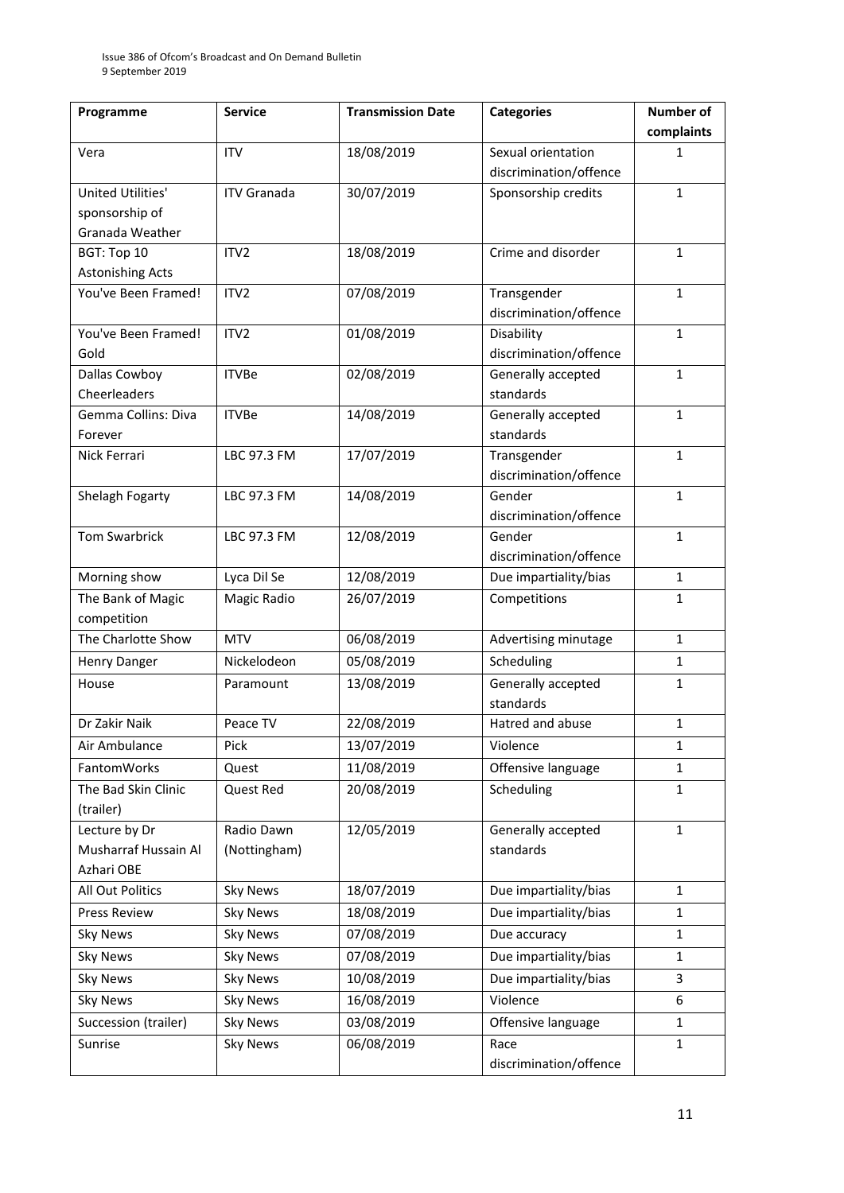| Programme | Service | Transmission Date | Categories | Number of complaints |
|---|---|---|---|---|
| Vera | ITV | 18/08/2019 | Sexual orientation discrimination/offence | 1 |
| United Utilities' sponsorship of Granada Weather | ITV Granada | 30/07/2019 | Sponsorship credits | 1 |
| BGT: Top 10 Astonishing Acts | ITV2 | 18/08/2019 | Crime and disorder | 1 |
| You've Been Framed! | ITV2 | 07/08/2019 | Transgender discrimination/offence | 1 |
| You've Been Framed! Gold | ITV2 | 01/08/2019 | Disability discrimination/offence | 1 |
| Dallas Cowboy Cheerleaders | ITVBe | 02/08/2019 | Generally accepted standards | 1 |
| Gemma Collins: Diva Forever | ITVBe | 14/08/2019 | Generally accepted standards | 1 |
| Nick Ferrari | LBC 97.3 FM | 17/07/2019 | Transgender discrimination/offence | 1 |
| Shelagh Fogarty | LBC 97.3 FM | 14/08/2019 | Gender discrimination/offence | 1 |
| Tom Swarbrick | LBC 97.3 FM | 12/08/2019 | Gender discrimination/offence | 1 |
| Morning show | Lyca Dil Se | 12/08/2019 | Due impartiality/bias | 1 |
| The Bank of Magic competition | Magic Radio | 26/07/2019 | Competitions | 1 |
| The Charlotte Show | MTV | 06/08/2019 | Advertising minutage | 1 |
| Henry Danger | Nickelodeon | 05/08/2019 | Scheduling | 1 |
| House | Paramount | 13/08/2019 | Generally accepted standards | 1 |
| Dr Zakir Naik | Peace TV | 22/08/2019 | Hatred and abuse | 1 |
| Air Ambulance | Pick | 13/07/2019 | Violence | 1 |
| FantomWorks | Quest | 11/08/2019 | Offensive language | 1 |
| The Bad Skin Clinic (trailer) | Quest Red | 20/08/2019 | Scheduling | 1 |
| Lecture by Dr Musharraf Hussain Al Azhari OBE | Radio Dawn (Nottingham) | 12/05/2019 | Generally accepted standards | 1 |
| All Out Politics | Sky News | 18/07/2019 | Due impartiality/bias | 1 |
| Press Review | Sky News | 18/08/2019 | Due impartiality/bias | 1 |
| Sky News | Sky News | 07/08/2019 | Due accuracy | 1 |
| Sky News | Sky News | 07/08/2019 | Due impartiality/bias | 1 |
| Sky News | Sky News | 10/08/2019 | Due impartiality/bias | 3 |
| Sky News | Sky News | 16/08/2019 | Violence | 6 |
| Succession (trailer) | Sky News | 03/08/2019 | Offensive language | 1 |
| Sunrise | Sky News | 06/08/2019 | Race discrimination/offence | 1 |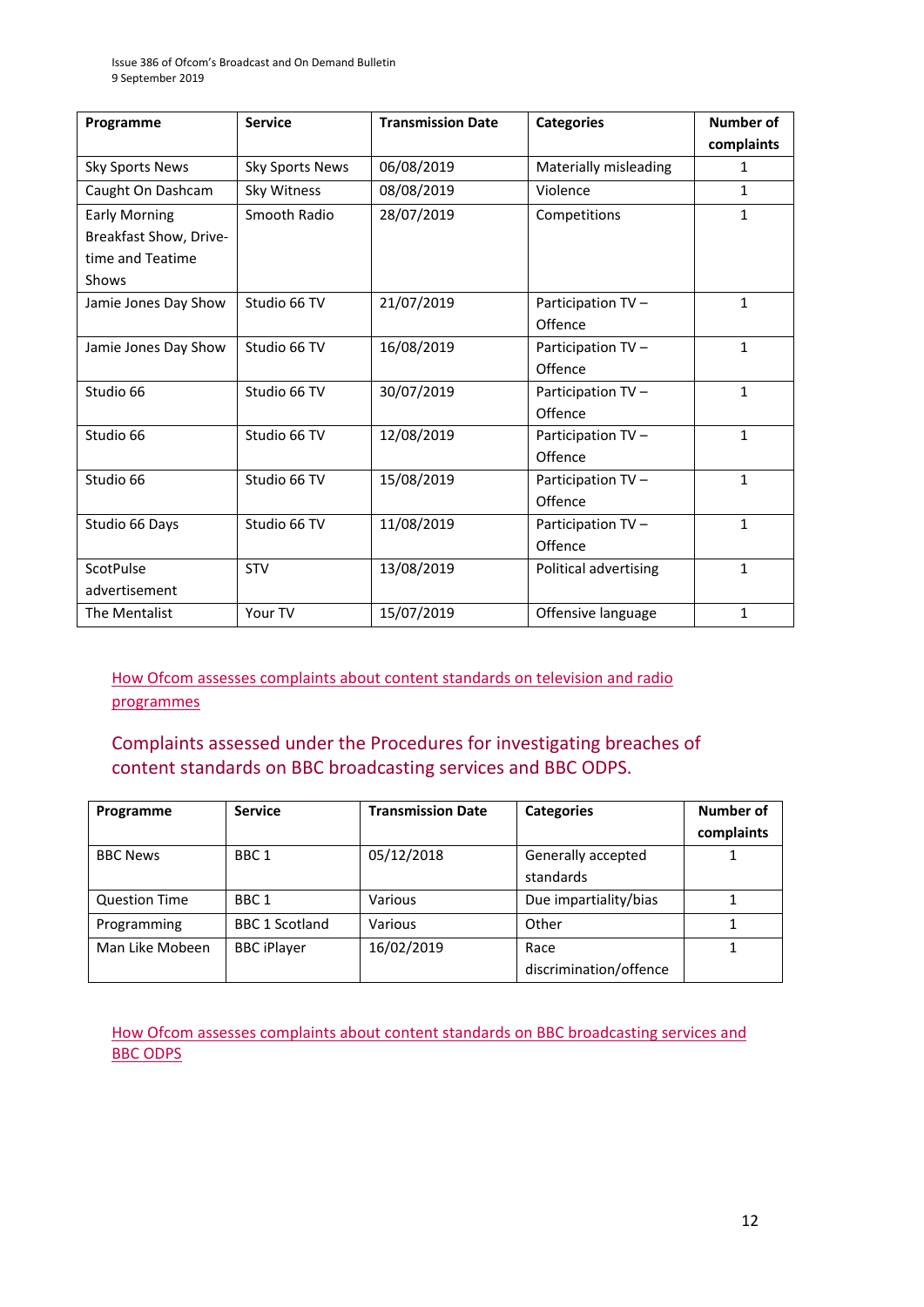| Programme | Service | Transmission Date | Categories | Number of complaints |
| --- | --- | --- | --- | --- |
| Sky Sports News | Sky Sports News | 06/08/2019 | Materially misleading | 1 |
| Caught On Dashcam | Sky Witness | 08/08/2019 | Violence | 1 |
| Early Morning Breakfast Show, Drive-time and Teatime Shows | Smooth Radio | 28/07/2019 | Competitions | 1 |
| Jamie Jones Day Show | Studio 66 TV | 21/07/2019 | Participation TV – Offence | 1 |
| Jamie Jones Day Show | Studio 66 TV | 16/08/2019 | Participation TV – Offence | 1 |
| Studio 66 | Studio 66 TV | 30/07/2019 | Participation TV – Offence | 1 |
| Studio 66 | Studio 66 TV | 12/08/2019 | Participation TV – Offence | 1 |
| Studio 66 | Studio 66 TV | 15/08/2019 | Participation TV – Offence | 1 |
| Studio 66 Days | Studio 66 TV | 11/08/2019 | Participation TV – Offence | 1 |
| ScotPulse advertisement | STV | 13/08/2019 | Political advertising | 1 |
| The Mentalist | Your TV | 15/07/2019 | Offensive language | 1 |

How Ofcom assesses complaints about content standards on television and radio programmes

## Complaints assessed under the Procedures for investigating breaches of content standards on BBC broadcasting services and BBC ODPS.

| Programme | Service | Transmission Date | Categories | Number of complaints |
| --- | --- | --- | --- | --- |
| BBC News | BBC 1 | 05/12/2018 | Generally accepted standards | 1 |
| Question Time | BBC 1 | Various | Due impartiality/bias | 1 |
| Programming | BBC 1 Scotland | Various | Other | 1 |
| Man Like Mobeen | BBC iPlayer | 16/02/2019 | Race discrimination/offence | 1 |

How Ofcom assesses complaints about content standards on BBC broadcasting services and BBC ODPS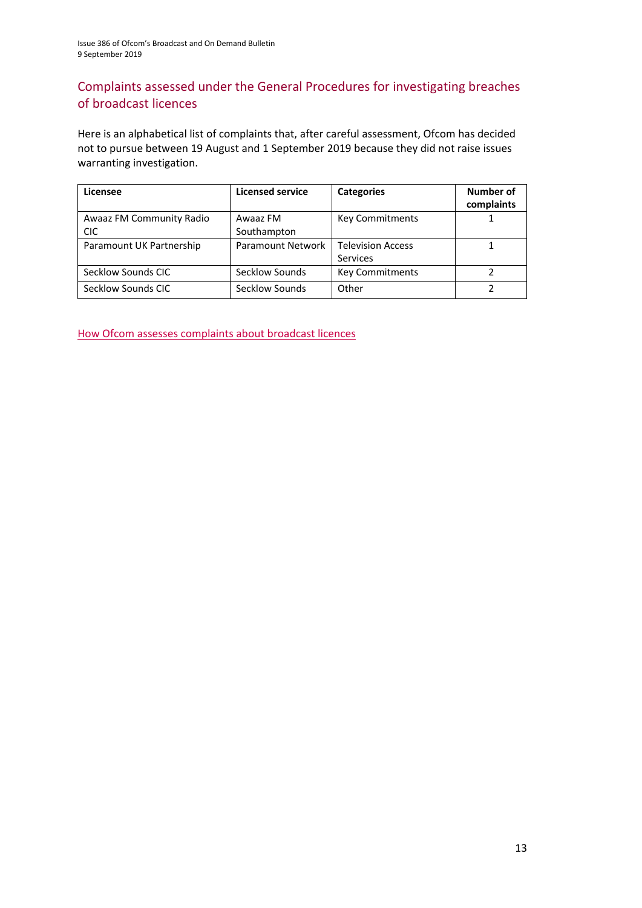## Complaints assessed under the General Procedures for investigating breaches of broadcast licences

Here is an alphabetical list of complaints that, after careful assessment, Ofcom has decided not to pursue between 19 August and 1 September 2019 because they did not raise issues warranting investigation.

| Licensee | Licensed service | Categories | Number of complaints |
|---|---|---|---|
| Awaaz FM Community Radio CIC | Awaaz FM Southampton | Key Commitments | 1 |
| Paramount UK Partnership | Paramount Network | Television Access Services | 1 |
| Secklow Sounds CIC | Secklow Sounds | Key Commitments | 2 |
| Secklow Sounds CIC | Secklow Sounds | Other | 2 |

How Ofcom assesses complaints about broadcast licences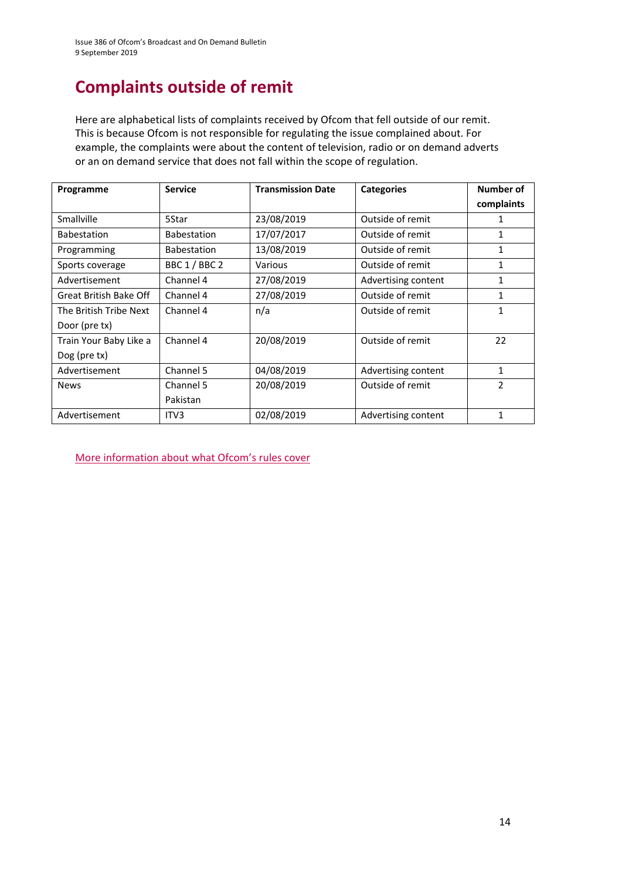# Complaints outside of remit

Here are alphabetical lists of complaints received by Ofcom that fell outside of our remit. This is because Ofcom is not responsible for regulating the issue complained about. For example, the complaints were about the content of television, radio or on demand adverts or an on demand service that does not fall within the scope of regulation.

| Programme | Service | Transmission Date | Categories | Number of complaints |
|---|---|---|---|---|
| Smallville | 5Star | 23/08/2019 | Outside of remit | 1 |
| Babestation | Babestation | 17/07/2017 | Outside of remit | 1 |
| Programming | Babestation | 13/08/2019 | Outside of remit | 1 |
| Sports coverage | BBC 1 / BBC 2 | Various | Outside of remit | 1 |
| Advertisement | Channel 4 | 27/08/2019 | Advertising content | 1 |
| Great British Bake Off | Channel 4 | 27/08/2019 | Outside of remit | 1 |
| The British Tribe Next Door (pre tx) | Channel 4 | n/a | Outside of remit | 1 |
| Train Your Baby Like a Dog (pre tx) | Channel 4 | 20/08/2019 | Outside of remit | 22 |
| Advertisement | Channel 5 | 04/08/2019 | Advertising content | 1 |
| News | Channel 5 Pakistan | 20/08/2019 | Outside of remit | 2 |
| Advertisement | ITV3 | 02/08/2019 | Advertising content | 1 |

More information about what Ofcom's rules cover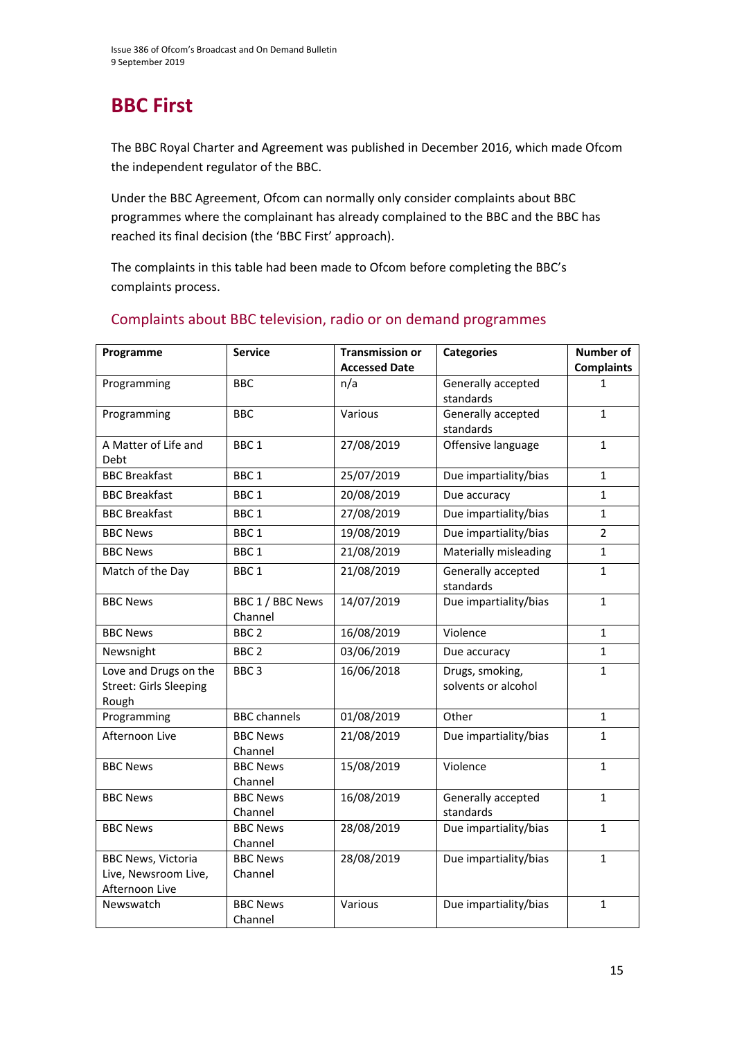# BBC First

The BBC Royal Charter and Agreement was published in December 2016, which made Ofcom the independent regulator of the BBC.

Under the BBC Agreement, Ofcom can normally only consider complaints about BBC programmes where the complainant has already complained to the BBC and the BBC has reached its final decision (the 'BBC First' approach).

The complaints in this table had been made to Ofcom before completing the BBC's complaints process.

## Complaints about BBC television, radio or on demand programmes

| Programme | Service | Transmission or Accessed Date | Categories | Number of Complaints |
|---|---|---|---|---|
| Programming | BBC | n/a | Generally accepted standards | 1 |
| Programming | BBC | Various | Generally accepted standards | 1 |
| A Matter of Life and Debt | BBC 1 | 27/08/2019 | Offensive language | 1 |
| BBC Breakfast | BBC 1 | 25/07/2019 | Due impartiality/bias | 1 |
| BBC Breakfast | BBC 1 | 20/08/2019 | Due accuracy | 1 |
| BBC Breakfast | BBC 1 | 27/08/2019 | Due impartiality/bias | 1 |
| BBC News | BBC 1 | 19/08/2019 | Due impartiality/bias | 2 |
| BBC News | BBC 1 | 21/08/2019 | Materially misleading | 1 |
| Match of the Day | BBC 1 | 21/08/2019 | Generally accepted standards | 1 |
| BBC News | BBC 1 / BBC News Channel | 14/07/2019 | Due impartiality/bias | 1 |
| BBC News | BBC 2 | 16/08/2019 | Violence | 1 |
| Newsnight | BBC 2 | 03/06/2019 | Due accuracy | 1 |
| Love and Drugs on the Street: Girls Sleeping Rough | BBC 3 | 16/06/2018 | Drugs, smoking, solvents or alcohol | 1 |
| Programming | BBC channels | 01/08/2019 | Other | 1 |
| Afternoon Live | BBC News Channel | 21/08/2019 | Due impartiality/bias | 1 |
| BBC News | BBC News Channel | 15/08/2019 | Violence | 1 |
| BBC News | BBC News Channel | 16/08/2019 | Generally accepted standards | 1 |
| BBC News | BBC News Channel | 28/08/2019 | Due impartiality/bias | 1 |
| BBC News, Victoria Live, Newsroom Live, Afternoon Live | BBC News Channel | 28/08/2019 | Due impartiality/bias | 1 |
| Newswatch | BBC News Channel | Various | Due impartiality/bias | 1 |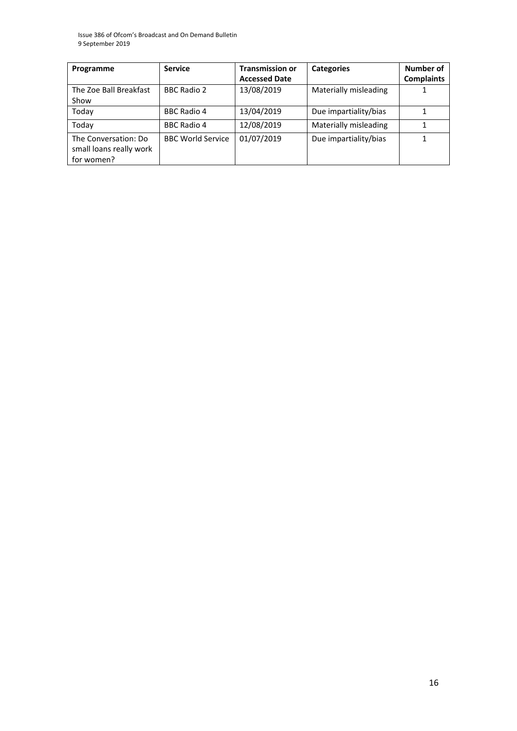| Programme | Service | Transmission or Accessed Date | Categories | Number of Complaints |
| --- | --- | --- | --- | --- |
| The Zoe Ball Breakfast Show | BBC Radio 2 | 13/08/2019 | Materially misleading | 1 |
| Today | BBC Radio 4 | 13/04/2019 | Due impartiality/bias | 1 |
| Today | BBC Radio 4 | 12/08/2019 | Materially misleading | 1 |
| The Conversation: Do small loans really work for women? | BBC World Service | 01/07/2019 | Due impartiality/bias | 1 |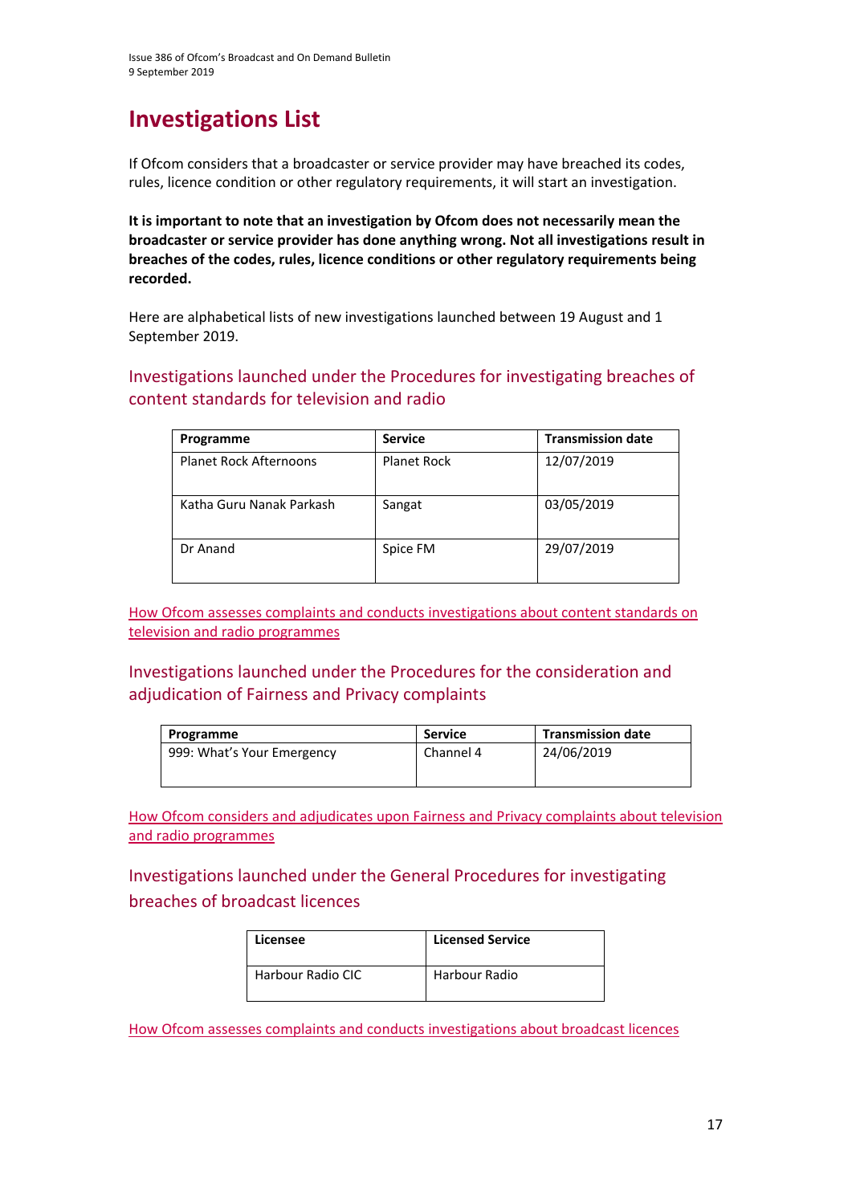# Investigations List

If Ofcom considers that a broadcaster or service provider may have breached its codes, rules, licence condition or other regulatory requirements, it will start an investigation.

**It is important to note that an investigation by Ofcom does not necessarily mean the broadcaster or service provider has done anything wrong. Not all investigations result in breaches of the codes, rules, licence conditions or other regulatory requirements being recorded.**

Here are alphabetical lists of new investigations launched between 19 August and 1 September 2019.

## Investigations launched under the Procedures for investigating breaches of content standards for television and radio

| Programme | Service | Transmission date |
| --- | --- | --- |
| Planet Rock Afternoons | Planet Rock | 12/07/2019 |
| Katha Guru Nanak Parkash | Sangat | 03/05/2019 |
| Dr Anand | Spice FM | 29/07/2019 |

How Ofcom assesses complaints and conducts investigations about content standards on television and radio programmes

## Investigations launched under the Procedures for the consideration and adjudication of Fairness and Privacy complaints

| Programme | Service | Transmission date |
| --- | --- | --- |
| 999: What's Your Emergency | Channel 4 | 24/06/2019 |

How Ofcom considers and adjudicates upon Fairness and Privacy complaints about television and radio programmes

## Investigations launched under the General Procedures for investigating breaches of broadcast licences

| Licensee | Licensed Service |
| --- | --- |
| Harbour Radio CIC | Harbour Radio |

How Ofcom assesses complaints and conducts investigations about broadcast licences